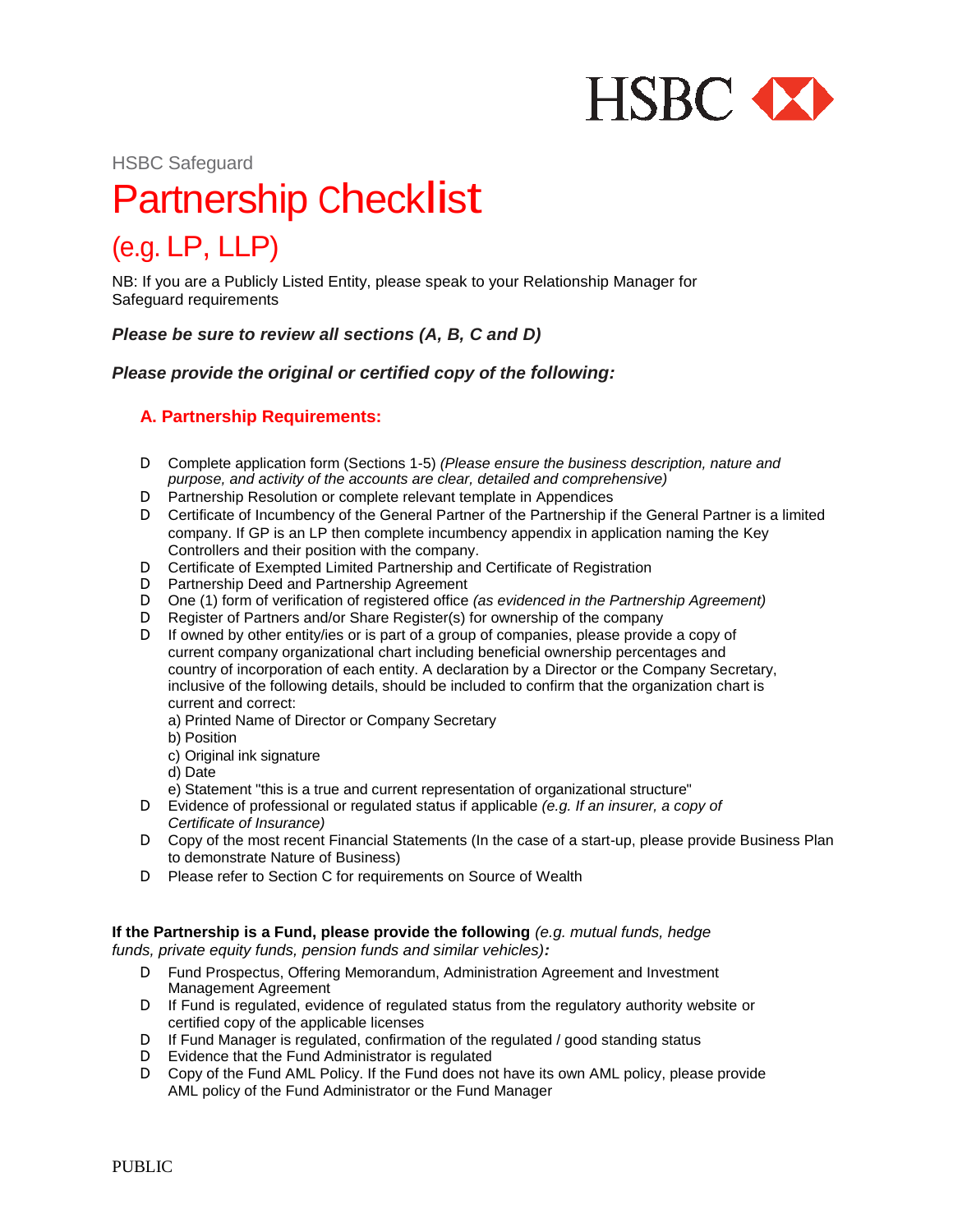HSBC Safeguard

# Partnership Checklist

## (e.g. LP, LLP)

NB: If you are a Publicly Listed Entity, please speak to your Relationship Manager for Safeguard requirements

***Please be sure to review all sections (A, B, C and D)***

***Please provide the original or certified copy of the following:***

### A. Partnership Requirements:

- Complete application form (Sections 1-5) *(Please ensure the business description, nature and purpose, and activity of the accounts are clear, detailed and comprehensive)*
- Partnership Resolution or complete relevant template in Appendices
- Certificate of Incumbency of the General Partner of the Partnership if the General Partner is a limited company. If GP is an LP then complete incumbency appendix in application naming the Key Controllers and their position with the company.
- Certificate of Exempted Limited Partnership and Certificate of Registration
- Partnership Deed and Partnership Agreement
- One (1) form of verification of registered office *(as evidenced in the Partnership Agreement)*
- Register of Partners and/or Share Register(s) for ownership of the company
- If owned by other entity/ies or is part of a group of companies, please provide a copy of current company organizational chart including beneficial ownership percentages and country of incorporation of each entity. A declaration by a Director or the Company Secretary, inclusive of the following details, should be included to confirm that the organization chart is current and correct:
  a) Printed Name of Director or Company Secretary
  b) Position
  c) Original ink signature
  d) Date
  e) Statement "this is a true and current representation of organizational structure"
- Evidence of professional or regulated status if applicable *(e.g. If an insurer, a copy of Certificate of Insurance)*
- Copy of the most recent Financial Statements (In the case of a start-up, please provide Business Plan to demonstrate Nature of Business)
- Please refer to Section C for requirements on Source of Wealth

**If the Partnership is a Fund, please provide the following** *(e.g. mutual funds, hedge funds, private equity funds, pension funds and similar vehicles)***:**

- Fund Prospectus, Offering Memorandum, Administration Agreement and Investment Management Agreement
- If Fund is regulated, evidence of regulated status from the regulatory authority website or certified copy of the applicable licenses
- If Fund Manager is regulated, confirmation of the regulated / good standing status
- Evidence that the Fund Administrator is regulated
- Copy of the Fund AML Policy. If the Fund does not have its own AML policy, please provide AML policy of the Fund Administrator or the Fund Manager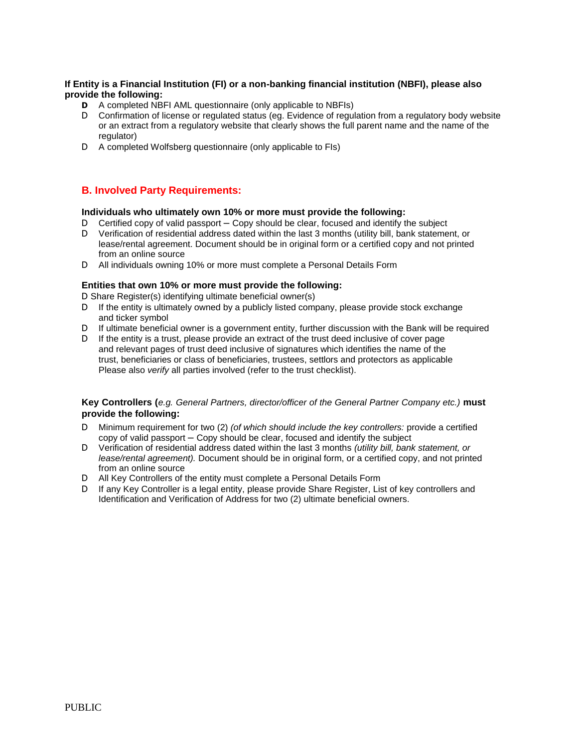**If Entity is a Financial Institution (FI) or a non-banking financial institution (NBFI), please also provide the following:**

- A completed NBFI AML questionnaire (only applicable to NBFIs)
- Confirmation of license or regulated status (eg. Evidence of regulation from a regulatory body website or an extract from a regulatory website that clearly shows the full parent name and the name of the regulator)
- A completed Wolfsberg questionnaire (only applicable to FIs)

## B. Involved Party Requirements:

**Individuals who ultimately own 10% or more must provide the following:**

- Certified copy of valid passport – Copy should be clear, focused and identify the subject
- Verification of residential address dated within the last 3 months (utility bill, bank statement, or lease/rental agreement. Document should be in original form or a certified copy and not printed from an online source
- All individuals owning 10% or more must complete a Personal Details Form

**Entities that own 10% or more must provide the following:**

- Share Register(s) identifying ultimate beneficial owner(s)
- If the entity is ultimately owned by a publicly listed company, please provide stock exchange and ticker symbol
- If ultimate beneficial owner is a government entity, further discussion with the Bank will be required
- If the entity is a trust, please provide an extract of the trust deed inclusive of cover page and relevant pages of trust deed inclusive of signatures which identifies the name of the trust, beneficiaries or class of beneficiaries, trustees, settlors and protectors as applicable Please also *verify* all parties involved (refer to the trust checklist).

**Key Controllers (***e.g. General Partners, director/officer of the General Partner Company etc.)* **must provide the following:**

- Minimum requirement for two (2) *(of which should include the key controllers:* provide a certified copy of valid passport – Copy should be clear, focused and identify the subject
- Verification of residential address dated within the last 3 months *(utility bill, bank statement, or lease/rental agreement).* Document should be in original form, or a certified copy, and not printed from an online source
- All Key Controllers of the entity must complete a Personal Details Form
- If any Key Controller is a legal entity, please provide Share Register, List of key controllers and Identification and Verification of Address for two (2) ultimate beneficial owners.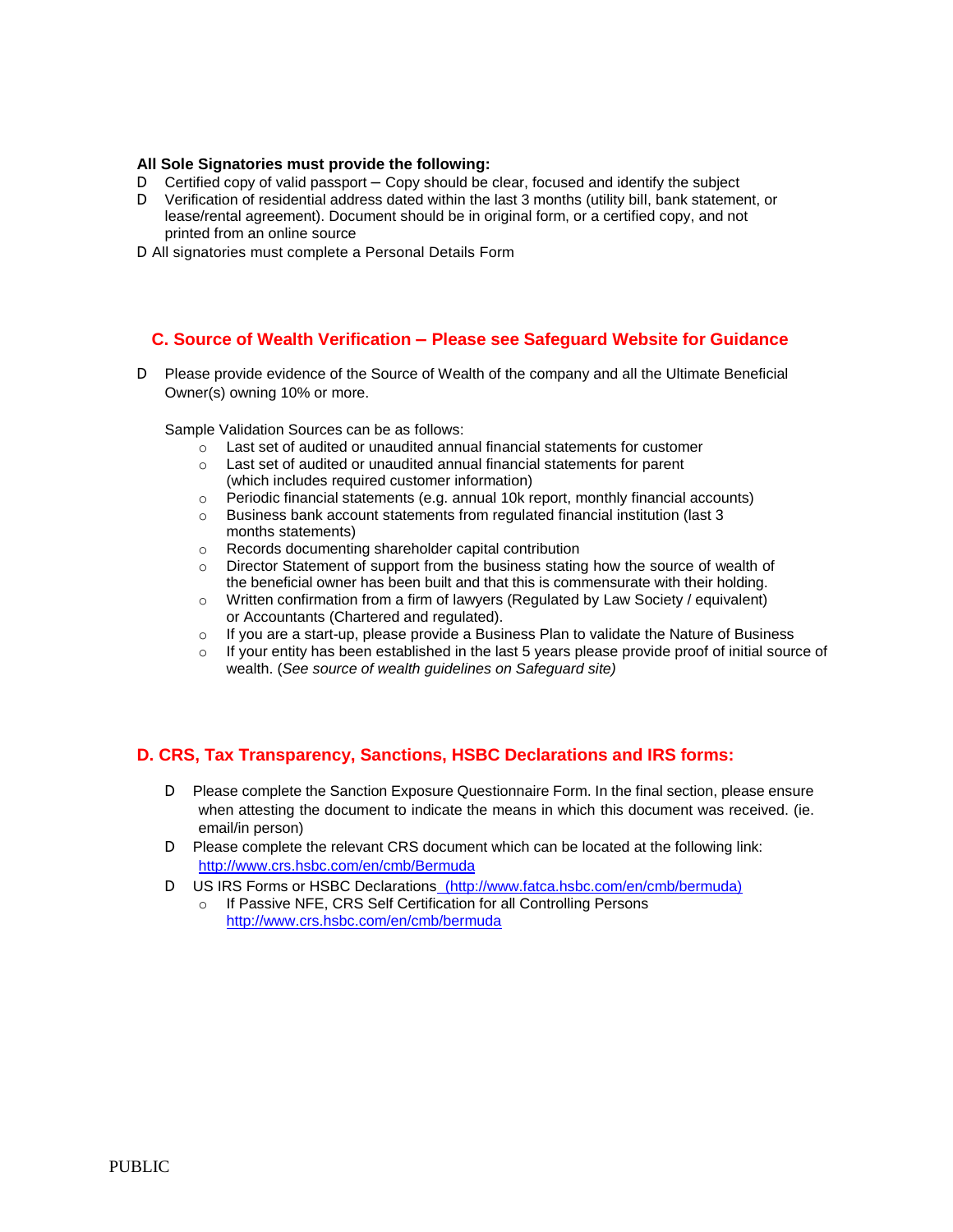**All Sole Signatories must provide the following:**

- Certified copy of valid passport – Copy should be clear, focused and identify the subject
- Verification of residential address dated within the last 3 months (utility bill, bank statement, or lease/rental agreement). Document should be in original form, or a certified copy, and not printed from an online source
- All signatories must complete a Personal Details Form

## C. Source of Wealth Verification – Please see Safeguard Website for Guidance

- Please provide evidence of the Source of Wealth of the company and all the Ultimate Beneficial Owner(s) owning 10% or more.

  Sample Validation Sources can be as follows:
  - Last set of audited or unaudited annual financial statements for customer
  - Last set of audited or unaudited annual financial statements for parent (which includes required customer information)
  - Periodic financial statements (e.g. annual 10k report, monthly financial accounts)
  - Business bank account statements from regulated financial institution (last 3 months statements)
  - Records documenting shareholder capital contribution
  - Director Statement of support from the business stating how the source of wealth of the beneficial owner has been built and that this is commensurate with their holding.
  - Written confirmation from a firm of lawyers (Regulated by Law Society / equivalent) or Accountants (Chartered and regulated).
  - If you are a start-up, please provide a Business Plan to validate the Nature of Business
  - If your entity has been established in the last 5 years please provide proof of initial source of wealth. (*See source of wealth guidelines on Safeguard site)*

## D. CRS, Tax Transparency, Sanctions, HSBC Declarations and IRS forms:

- Please complete the Sanction Exposure Questionnaire Form. In the final section, please ensure when attesting the document to indicate the means in which this document was received. (ie. email/in person)
- Please complete the relevant CRS document which can be located at the following link: http://www.crs.hsbc.com/en/cmb/Bermuda
- US IRS Forms or HSBC Declarations (http://www.fatca.hsbc.com/en/cmb/bermuda)
  - If Passive NFE, CRS Self Certification for all Controlling Persons http://www.crs.hsbc.com/en/cmb/bermuda

PUBLIC